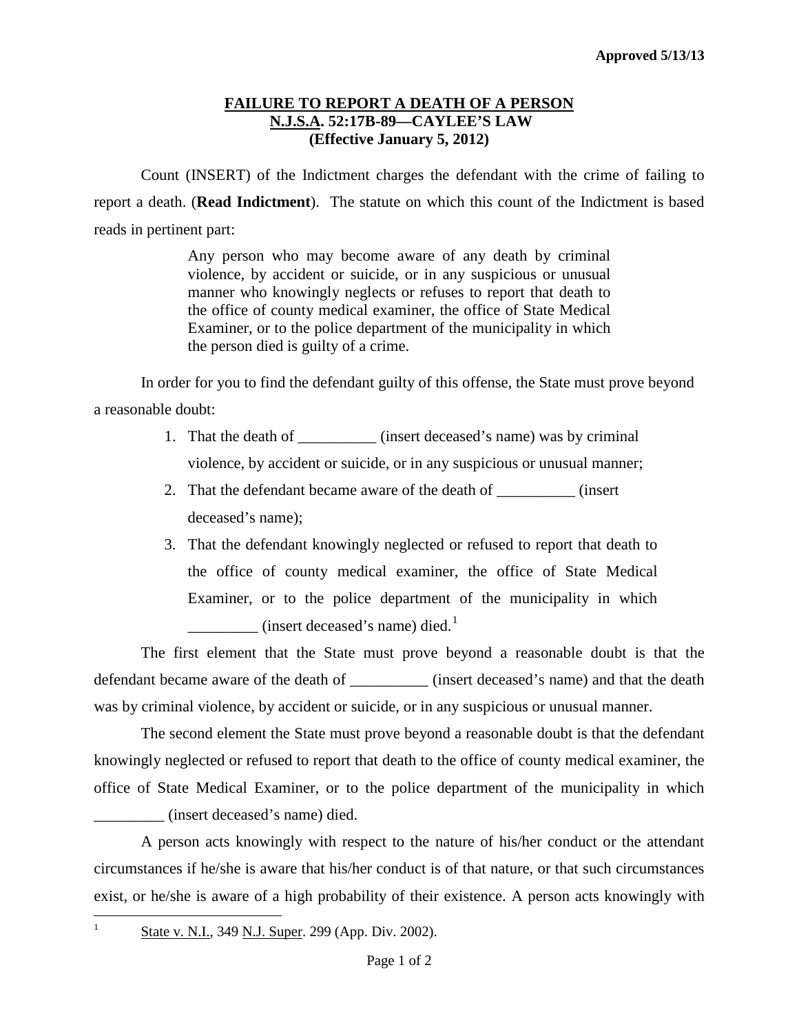**Approved 5/13/13**

# FAILURE TO REPORT A DEATH OF A PERSON
## N.J.S.A. 52:17B-89—CAYLEE'S LAW
### (Effective January 5, 2012)

Count (INSERT) of the Indictment charges the defendant with the crime of failing to report a death. (**Read Indictment**). The statute on which this count of the Indictment is based reads in pertinent part:

> Any person who may become aware of any death by criminal violence, by accident or suicide, or in any suspicious or unusual manner who knowingly neglects or refuses to report that death to the office of county medical examiner, the office of State Medical Examiner, or to the police department of the municipality in which the person died is guilty of a crime.

In order for you to find the defendant guilty of this offense, the State must prove beyond a reasonable doubt:

1. That the death of __________ (insert deceased's name) was by criminal violence, by accident or suicide, or in any suspicious or unusual manner;
2. That the defendant became aware of the death of __________ (insert deceased's name);
3. That the defendant knowingly neglected or refused to report that death to the office of county medical examiner, the office of State Medical Examiner, or to the police department of the municipality in which _________ (insert deceased's name) died.[1]

The first element that the State must prove beyond a reasonable doubt is that the defendant became aware of the death of __________ (insert deceased's name) and that the death was by criminal violence, by accident or suicide, or in any suspicious or unusual manner.

The second element the State must prove beyond a reasonable doubt is that the defendant knowingly neglected or refused to report that death to the office of county medical examiner, the office of State Medical Examiner, or to the police department of the municipality in which _________ (insert deceased's name) died.

A person acts knowingly with respect to the nature of his/her conduct or the attendant circumstances if he/she is aware that his/her conduct is of that nature, or that such circumstances exist, or he/she is aware of a high probability of their existence. A person acts knowingly with

---

[1] State v. N.I., 349 N.J. Super. 299 (App. Div. 2002).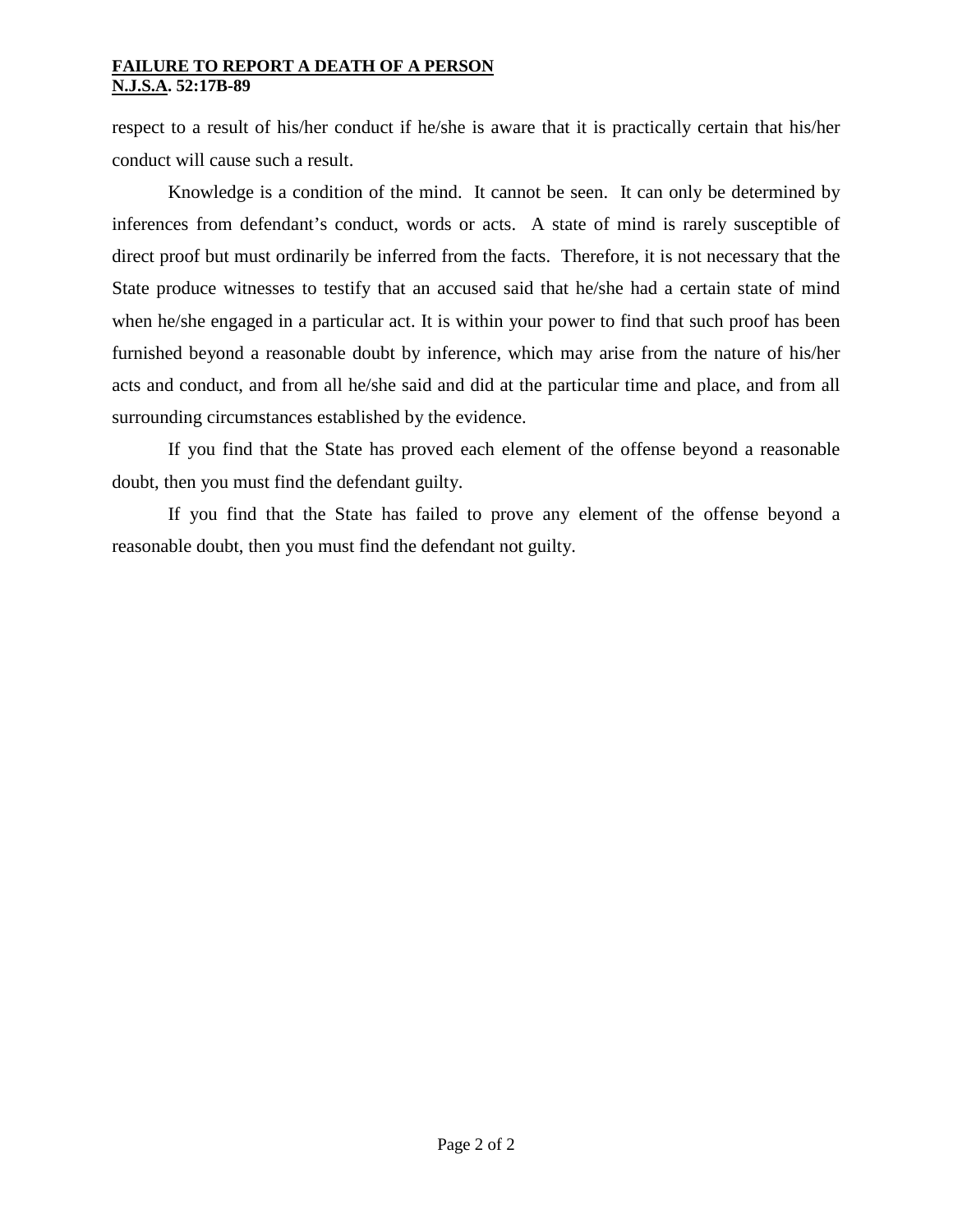respect to a result of his/her conduct if he/she is aware that it is practically certain that his/her conduct will cause such a result.

Knowledge is a condition of the mind. It cannot be seen. It can only be determined by inferences from defendant's conduct, words or acts. A state of mind is rarely susceptible of direct proof but must ordinarily be inferred from the facts. Therefore, it is not necessary that the State produce witnesses to testify that an accused said that he/she had a certain state of mind when he/she engaged in a particular act. It is within your power to find that such proof has been furnished beyond a reasonable doubt by inference, which may arise from the nature of his/her acts and conduct, and from all he/she said and did at the particular time and place, and from all surrounding circumstances established by the evidence.

If you find that the State has proved each element of the offense beyond a reasonable doubt, then you must find the defendant guilty.

If you find that the State has failed to prove any element of the offense beyond a reasonable doubt, then you must find the defendant not guilty.